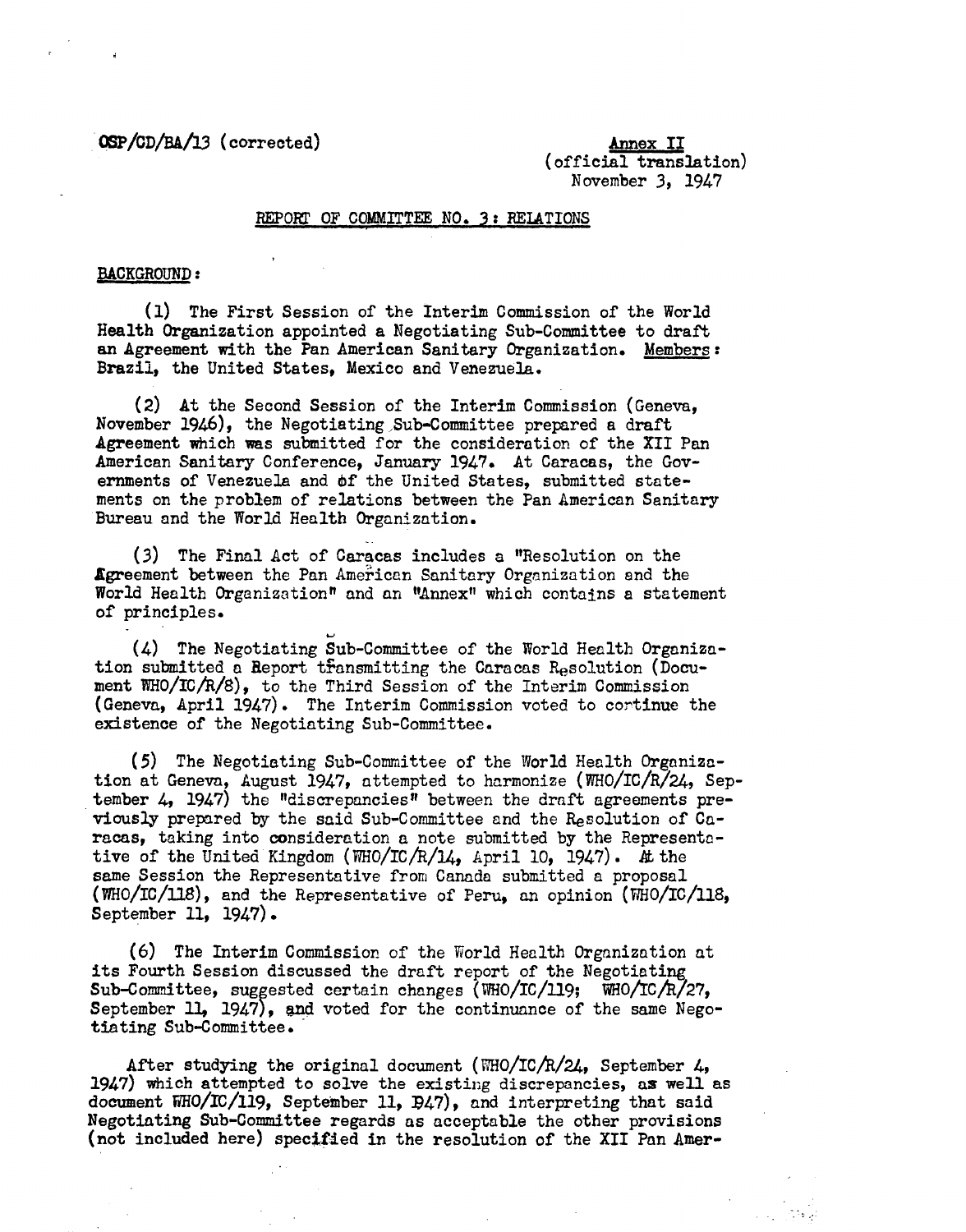OSP/CD/BA/13 (corrected)

Annex II
(official translation)
November 3, 1947

## REPORT OF COMMITTEE NO. 3: RELATIONS

BACKGROUND:

(1) The First Session of the Interim Commission of the World Health Organization appointed a Negotiating Sub-Committee to draft an Agreement with the Pan American Sanitary Organization. Members: Brazil, the United States, Mexico and Venezuela.

(2) At the Second Session of the Interim Commission (Geneva, November 1946), the Negotiating Sub-Committee prepared a draft Agreement which was submitted for the consideration of the XII Pan American Sanitary Conference, January 1947. At Caracas, the Governments of Venezuela and of the United States, submitted statements on the problem of relations between the Pan American Sanitary Bureau and the World Health Organization.

(3) The Final Act of Caracas includes a "Resolution on the Agreement between the Pan American Sanitary Organization and the World Health Organization" and an "Annex" which contains a statement of principles.

(4) The Negotiating Sub-Committee of the World Health Organization submitted a Report transmitting the Caracas Resolution (Document WHO/IC/R/8), to the Third Session of the Interim Commission (Geneva, April 1947). The Interim Commission voted to continue the existence of the Negotiating Sub-Committee.

(5) The Negotiating Sub-Committee of the World Health Organization at Geneva, August 1947, attempted to harmonize (WHO/IC/R/24, September 4, 1947) the "discrepancies" between the draft agreements previously prepared by the said Sub-Committee and the Resolution of Caracas, taking into consideration a note submitted by the Representative of the United Kingdom (WHO/IC/R/14, April 10, 1947). At the same Session the Representative from Canada submitted a proposal (WHO/IC/118), and the Representative of Peru, an opinion (WHO/IC/118, September 11, 1947).

(6) The Interim Commission of the World Health Organization at its Fourth Session discussed the draft report of the Negotiating Sub-Committee, suggested certain changes (WHO/IC/119; WHO/IC/R/27, September 11, 1947), and voted for the continuance of the same Negotiating Sub-Committee.

After studying the original document (WHO/IC/R/24, September 4, 1947) which attempted to solve the existing discrepancies, as well as document WHO/IC/119, September 11, 1947), and interpreting that said Negotiating Sub-Committee regards as acceptable the other provisions (not included here) specified in the resolution of the XII Pan Amer-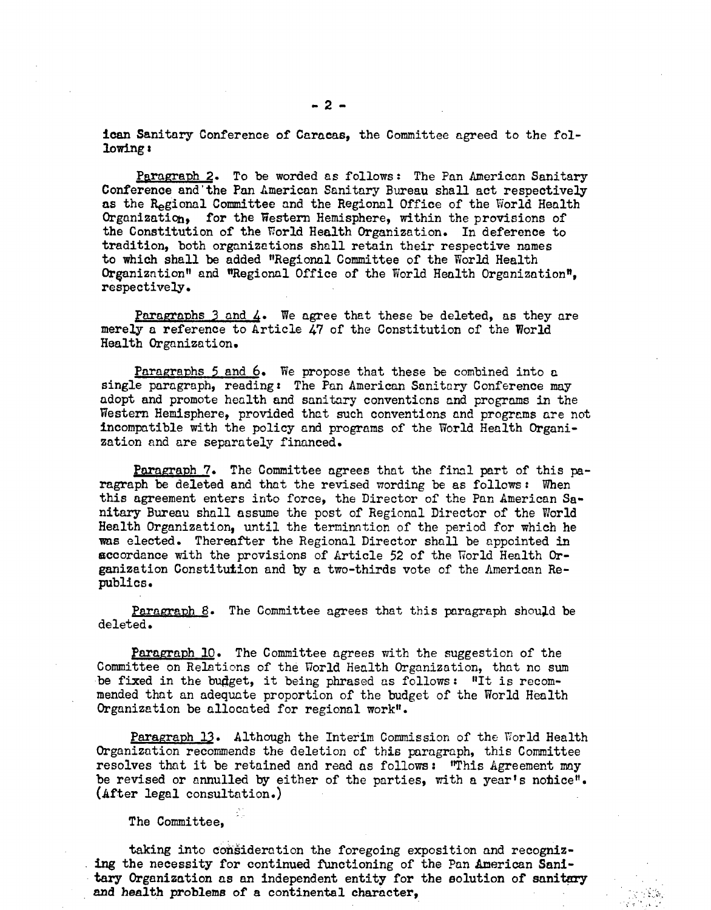ican Sanitary Conference of Caracas, the Committee agreed to the following:

Paragraph 2. To be worded as follows: The Pan American Sanitary Conference and the Pan American Sanitary Bureau shall act respectively as the Regional Committee and the Regional Office of the World Health Organization, for the Western Hemisphere, within the provisions of the Constitution of the World Health Organization. In deference to tradition, both organizations shall retain their respective names to which shall be added "Regional Committee of the World Health Organization" and "Regional Office of the World Health Organization", respectively.

Paragraphs 3 and 4. We agree that these be deleted, as they are merely a reference to Article 47 of the Constitution of the World Health Organization.

Paragraphs 5 and 6. We propose that these be combined into a single paragraph, reading: The Pan American Sanitary Conference may adopt and promote health and sanitary conventions and programs in the Western Hemisphere, provided that such conventions and programs are not incompatible with the policy and programs of the World Health Organization and are separately financed.

Paragraph 7. The Committee agrees that the final part of this paragraph be deleted and that the revised wording be as follows: When this agreement enters into force, the Director of the Pan American Sanitary Bureau shall assume the post of Regional Director of the World Health Organization, until the termination of the period for which he was elected. Thereafter the Regional Director shall be appointed in accordance with the provisions of Article 52 of the World Health Organization Constitution and by a two-thirds vote of the American Republics.

Paragraph 8. The Committee agrees that this paragraph should be deleted.

Paragraph 10. The Committee agrees with the suggestion of the Committee on Relations of the World Health Organization, that no sum be fixed in the budget, it being phrased as follows: "It is recommended that an adequate proportion of the budget of the World Health Organization be allocated for regional work".

Paragraph 13. Although the Interim Commission of the World Health Organization recommends the deletion of this paragraph, this Committee resolves that it be retained and read as follows: "This Agreement may be revised or annulled by either of the parties, with a year's notice". (After legal consultation.)

The Committee,

taking into consideration the foregoing exposition and recognizing the necessity for continued functioning of the Pan American Sanitary Organization as an independent entity for the solution of sanitary and health problems of a continental character,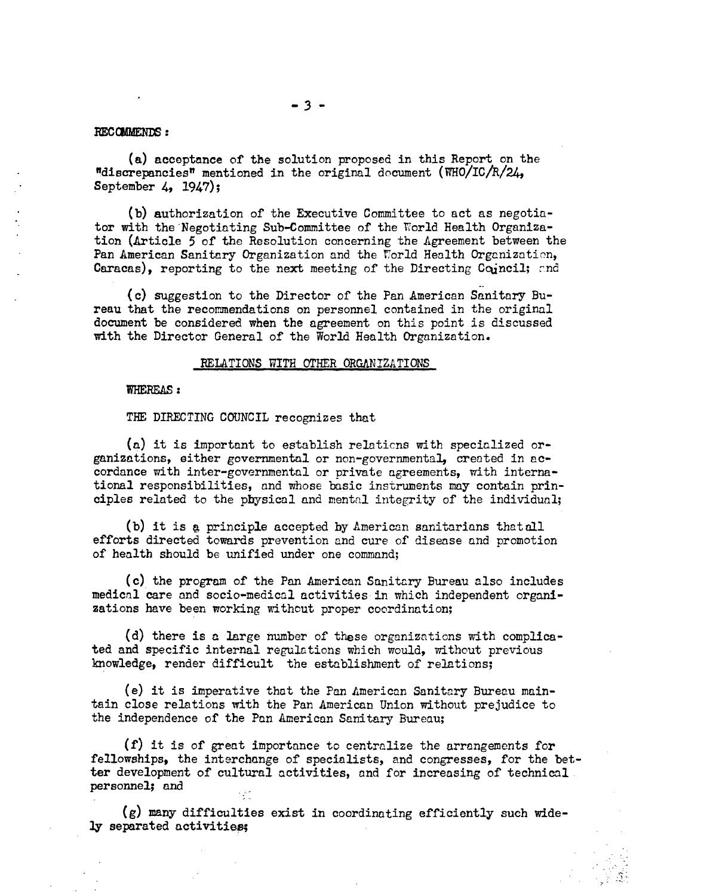RECOMMENDS:

(a) acceptance of the solution proposed in this Report on the "discrepancies" mentioned in the original document (WHO/IC/R/24, September 4, 1947);

(b) authorization of the Executive Committee to act as negotiator with the Negotiating Sub-Committee of the World Health Organization (Article 5 of the Resolution concerning the Agreement between the Pan American Sanitary Organization and the World Health Organization, Caracas), reporting to the next meeting of the Directing Council; and

(c) suggestion to the Director of the Pan American Sanitary Bureau that the recommendations on personnel contained in the original document be considered when the agreement on this point is discussed with the Director General of the World Health Organization.

## RELATIONS WITH OTHER ORGANIZATIONS

WHEREAS:

THE DIRECTING COUNCIL recognizes that

(a) it is important to establish relations with specialized organizations, either governmental or non-governmental, created in accordance with inter-governmental or private agreements, with international responsibilities, and whose basic instruments may contain principles related to the physical and mental integrity of the individual;

(b) it is a principle accepted by American sanitarians that all efforts directed towards prevention and cure of disease and promotion of health should be unified under one command;

(c) the program of the Pan American Sanitary Bureau also includes medical care and socio-medical activities in which independent organizations have been working without proper coordination;

(d) there is a large number of these organizations with complicated and specific internal regulations which would, without previous knowledge, render difficult the establishment of relations;

(e) it is imperative that the Pan American Sanitary Bureau maintain close relations with the Pan American Union without prejudice to the independence of the Pan American Sanitary Bureau;

(f) it is of great importance to centralize the arrangements for fellowships, the interchange of specialists, and congresses, for the better development of cultural activities, and for increasing of technical personnel; and

(g) many difficulties exist in coordinating efficiently such widely separated activities;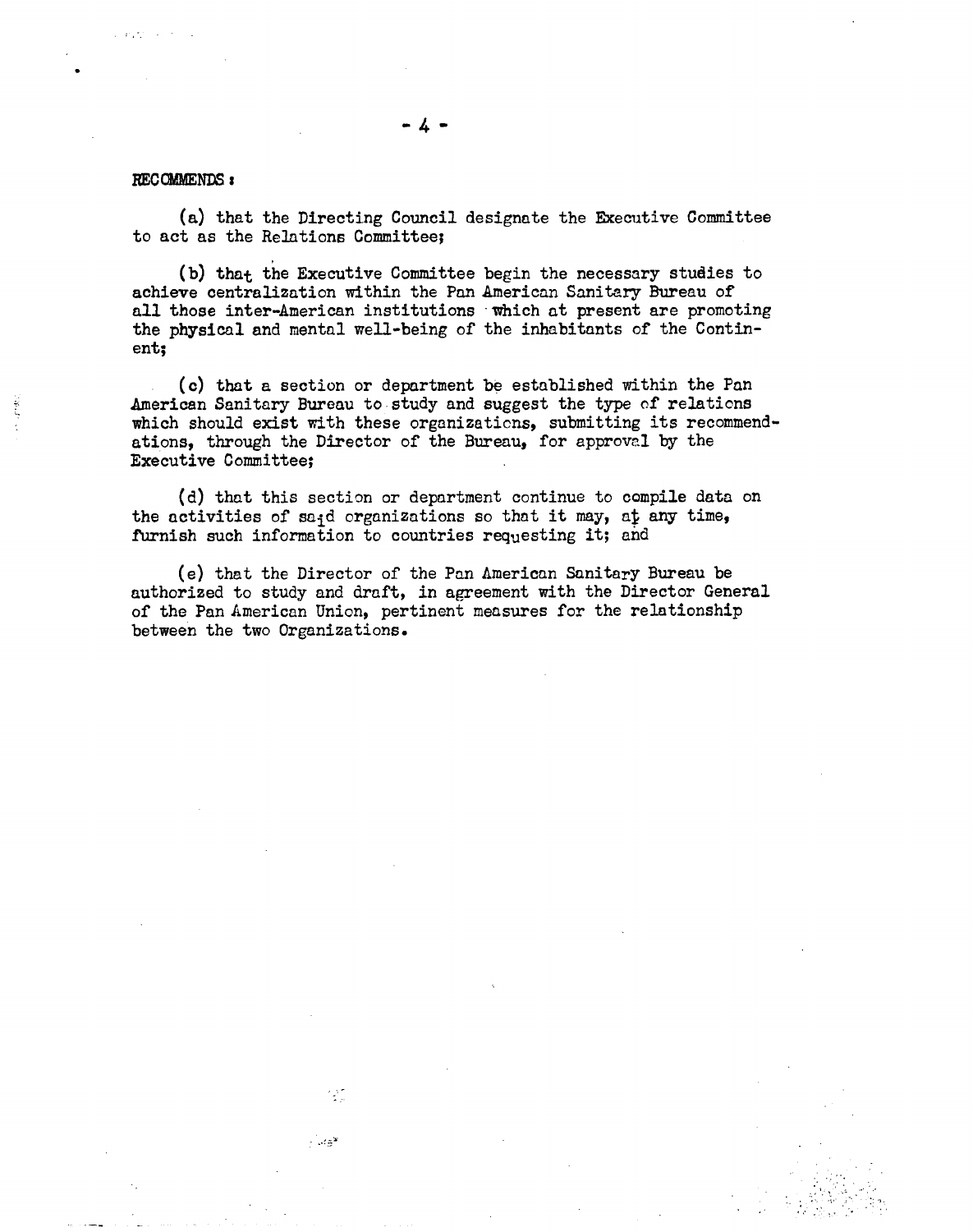RECOMMENDS:

(a) that the Directing Council designate the Executive Committee to act as the Relations Committee;

(b) that the Executive Committee begin the necessary studies to achieve centralization within the Pan American Sanitary Bureau of all those inter-American institutions which at present are promoting the physical and mental well-being of the inhabitants of the Continent;

(c) that a section or department be established within the Pan American Sanitary Bureau to study and suggest the type of relations which should exist with these organizations, submitting its recommendations, through the Director of the Bureau, for approval by the Executive Committee;

(d) that this section or department continue to compile data on the activities of said organizations so that it may, at any time, furnish such information to countries requesting it; and

(e) that the Director of the Pan American Sanitary Bureau be authorized to study and draft, in agreement with the Director General of the Pan American Union, pertinent measures for the relationship between the two Organizations.